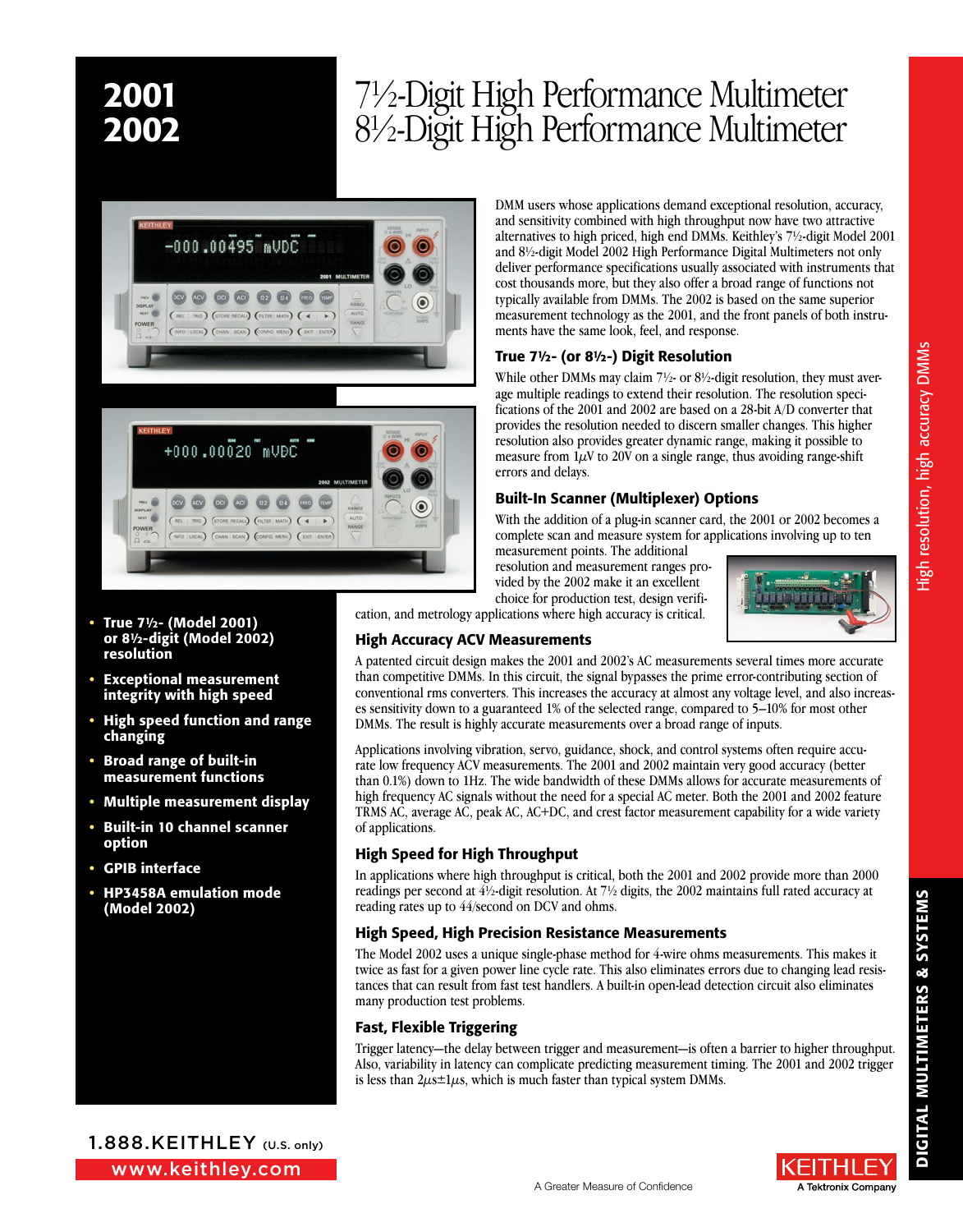# 2001 2002

# 7½-Digit High Performance Multimeter
# 8½-Digit High Performance Multimeter

- **True 7½- (Model 2001) or 8½-digit (Model 2002) resolution**
- **Exceptional measurement integrity with high speed**
- **High speed function and range changing**
- **Broad range of built-in measurement functions**
- **Multiple measurement display**
- **Built-in 10 channel scanner option**
- **GPIB interface**
- **HP3458A emulation mode (Model 2002)**

DMM users whose applications demand exceptional resolution, accuracy, and sensitivity combined with high throughput now have two attractive alternatives to high priced, high end DMMs. Keithley's 7½-digit Model 2001 and 8½-digit Model 2002 High Performance Digital Multimeters not only deliver performance specifications usually associated with instruments that cost thousands more, but they also offer a broad range of functions not typically available from DMMs. The 2002 is based on the same superior measurement technology as the 2001, and the front panels of both instruments have the same look, feel, and response.

### True 7½- (or 8½-) Digit Resolution

While other DMMs may claim 7½- or 8½-digit resolution, they must average multiple readings to extend their resolution. The resolution specifications of the 2001 and 2002 are based on a 28-bit A/D converter that provides the resolution needed to discern smaller changes. This higher resolution also provides greater dynamic range, making it possible to measure from 1$\mu$V to 20V on a single range, thus avoiding range-shift errors and delays.

### Built-In Scanner (Multiplexer) Options

With the addition of a plug-in scanner card, the 2001 or 2002 becomes a complete scan and measure system for applications involving up to ten measurement points. The additional resolution and measurement ranges provided by the 2002 make it an excellent choice for production test, design verification, and metrology applications where high accuracy is critical.

### High Accuracy ACV Measurements

A patented circuit design makes the 2001 and 2002's AC measurements several times more accurate than competitive DMMs. In this circuit, the signal bypasses the prime error-contributing section of conventional rms converters. This increases the accuracy at almost any voltage level, and also increases sensitivity down to a guaranteed 1% of the selected range, compared to 5–10% for most other DMMs. The result is highly accurate measurements over a broad range of inputs.

Applications involving vibration, servo, guidance, shock, and control systems often require accurate low frequency ACV measurements. The 2001 and 2002 maintain very good accuracy (better than 0.1%) down to 1Hz. The wide bandwidth of these DMMs allows for accurate measurements of high frequency AC signals without the need for a special AC meter. Both the 2001 and 2002 feature TRMS AC, average AC, peak AC, AC+DC, and crest factor measurement capability for a wide variety of applications.

### High Speed for High Throughput

In applications where high throughput is critical, both the 2001 and 2002 provide more than 2000 readings per second at 4½-digit resolution. At 7½ digits, the 2002 maintains full rated accuracy at reading rates up to 44/second on DCV and ohms.

### High Speed, High Precision Resistance Measurements

The Model 2002 uses a unique single-phase method for 4-wire ohms measurements. This makes it twice as fast for a given power line cycle rate. This also eliminates errors due to changing lead resistances that can result from fast test handlers. A built-in open-lead detection circuit also eliminates many production test problems.

### Fast, Flexible Triggering

Trigger latency—the delay between trigger and measurement—is often a barrier to higher throughput. Also, variability in latency can complicate predicting measurement timing. The 2001 and 2002 trigger is less than 2$\mu$s±1$\mu$s, which is much faster than typical system DMMs.

1.888.KEITHLEY (U.S. only)
www.keithley.com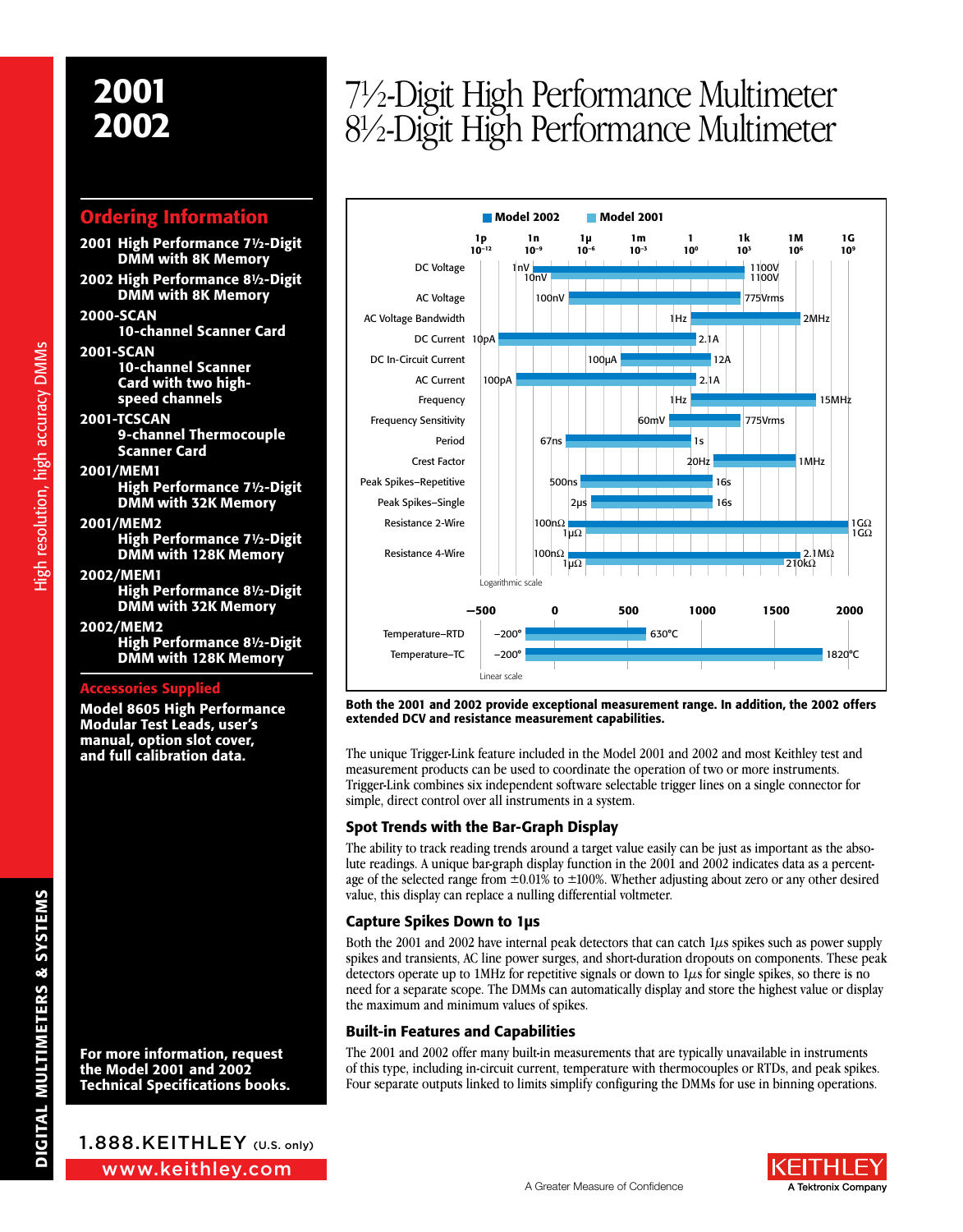# 2001
# 2002

# 7½-Digit High Performance Multimeter
# 8½-Digit High Performance Multimeter

## Ordering Information

**2001** High Performance 7½-Digit DMM with 8K Memory

**2002** High Performance 8½-Digit DMM with 8K Memory

**2000-SCAN** 10-channel Scanner Card

**2001-SCAN** 10-channel Scanner Card with two high-speed channels

**2001-TCSCAN** 9-channel Thermocouple Scanner Card

**2001/MEM1** High Performance 7½-Digit DMM with 32K Memory

**2001/MEM2** High Performance 7½-Digit DMM with 128K Memory

**2002/MEM1** High Performance 8½-Digit DMM with 32K Memory

**2002/MEM2** High Performance 8½-Digit DMM with 128K Memory

## Accessories Supplied

**Model 8605 High Performance Modular Test Leads, user's manual, option slot cover, and full calibration data.**

**For more information, request the Model 2001 and 2002 Technical Specifications books.**

| Function | Model 2002 | Model 2001 |
|---|---|---|
| DC Voltage | 1nV – 1100V | 10nV – 1100V |
| AC Voltage | 100nV – 775Vrms | |
| AC Voltage Bandwidth | 1Hz – 2MHz | |
| DC Current | 10pA – 2.1A | |
| DC In-Circuit Current | 100μA – 12A | |
| AC Current | 100pA – 2.1A | |
| Frequency | 1Hz – 15MHz | |
| Frequency Sensitivity | 60mV – 775Vrms | |
| Period | 67ns – 1s | |
| Crest Factor | 20Hz – 1MHz | |
| Peak Spikes–Repetitive | 500ns – 16s | |
| Peak Spikes–Single | 2μs – 16s | |
| Resistance 2-Wire | 100nΩ – 1GΩ | 1μΩ – 1GΩ |
| Resistance 4-Wire | 100nΩ – 2.1MΩ | 1μΩ – 210kΩ |

Logarithmic scale

| Function | Range |
|---|---|
| Temperature–RTD | −200° – 630°C |
| Temperature–TC | −200° – 1820°C |

Linear scale

**Both the 2001 and 2002 provide exceptional measurement range. In addition, the 2002 offers extended DCV and resistance measurement capabilities.**

The unique Trigger-Link feature included in the Model 2001 and 2002 and most Keithley test and measurement products can be used to coordinate the operation of two or more instruments. Trigger-Link combines six independent software selectable trigger lines on a single connector for simple, direct control over all instruments in a system.

### Spot Trends with the Bar-Graph Display

The ability to track reading trends around a target value easily can be just as important as the absolute readings. A unique bar-graph display function in the 2001 and 2002 indicates data as a percentage of the selected range from ±0.01% to ±100%. Whether adjusting about zero or any other desired value, this display can replace a nulling differential voltmeter.

### Capture Spikes Down to 1μs

Both the 2001 and 2002 have internal peak detectors that can catch 1μs spikes such as power supply spikes and transients, AC line power surges, and short-duration dropouts on components. These peak detectors operate up to 1MHz for repetitive signals or down to 1μs for single spikes, so there is no need for a separate scope. The DMMs can automatically display and store the highest value or display the maximum and minimum values of spikes.

### Built-in Features and Capabilities

The 2001 and 2002 offer many built-in measurements that are typically unavailable in instruments of this type, including in-circuit current, temperature with thermocouples or RTDs, and peak spikes. Four separate outputs linked to limits simplify configuring the DMMs for use in binning operations.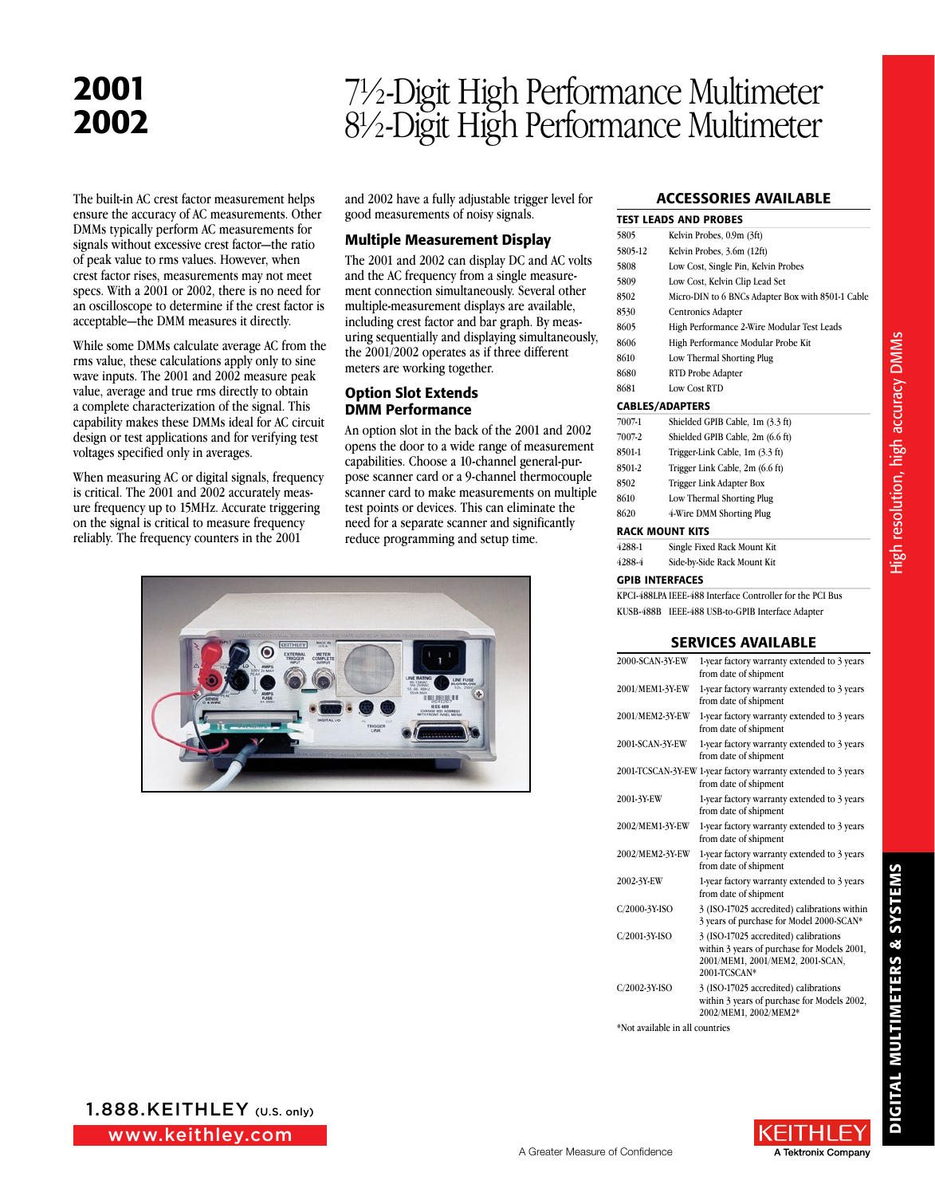# 2001
# 2002

# 7½-Digit High Performance Multimeter
# 8½-Digit High Performance Multimeter

The built-in AC crest factor measurement helps ensure the accuracy of AC measurements. Other DMMs typically perform AC measurements for signals without excessive crest factor—the ratio of peak value to rms values. However, when crest factor rises, measurements may not meet specs. With a 2001 or 2002, there is no need for an oscilloscope to determine if the crest factor is acceptable—the DMM measures it directly.

While some DMMs calculate average AC from the rms value, these calculations apply only to sine wave inputs. The 2001 and 2002 measure peak value, average and true rms directly to obtain a complete characterization of the signal. This capability makes these DMMs ideal for AC circuit design or test applications and for verifying test voltages specified only in averages.

When measuring AC or digital signals, frequency is critical. The 2001 and 2002 can measure frequency up to 15MHz. Accurate triggering on the signal is critical to measure frequency reliably. The frequency counters in the 2001 and 2002 have a fully adjustable trigger level for good measurements of noisy signals.

## Multiple Measurement Display

The 2001 and 2002 can display DC and AC volts and the AC frequency from a single measurement connection simultaneously. Several other multiple-measurement displays are available, including crest factor and bar graph. By measuring sequentially and displaying simultaneously, the 2001/2002 operates as if three different meters are working together.

## Option Slot Extends DMM Performance

An option slot in the back of the 2001 and 2002 opens the door to a wide range of measurement capabilities. Choose a 10-channel general-purpose scanner card or a 9-channel thermocouple scanner card to make measurements on multiple test points or devices. This can eliminate the need for a separate scanner and significantly reduce programming and setup time.

## ACCESSORIES AVAILABLE

**TEST LEADS AND PROBES**

| | |
|---|---|
| 5805 | Kelvin Probes, 0.9m (3ft) |
| 5805-12 | Kelvin Probes, 3.6m (12ft) |
| 5808 | Low Cost, Single Pin, Kelvin Probes |
| 5809 | Low Cost, Kelvin Clip Lead Set |
| 8502 | Micro-DIN to 6 BNCs Adapter Box with 8501-1 Cable |
| 8530 | Centronics Adapter |
| 8605 | High Performance 2-Wire Modular Test Leads |
| 8606 | High Performance Modular Probe Kit |
| 8610 | Low Thermal Shorting Plug |
| 8680 | RTD Probe Adapter |
| 8681 | Low Cost RTD |

**CABLES/ADAPTERS**

| | |
|---|---|
| 7007-1 | Shielded GPIB Cable, 1m (3.3 ft) |
| 7007-2 | Shielded GPIB Cable, 2m (6.6 ft) |
| 8501-1 | Trigger-Link Cable, 1m (3.3 ft) |
| 8501-2 | Trigger Link Cable, 2m (6.6 ft) |
| 8502 | Trigger Link Adapter Box |
| 8610 | Low Thermal Shorting Plug |
| 8620 | 4-Wire DMM Shorting Plug |

**RACK MOUNT KITS**

| | |
|---|---|
| 4288-1 | Single Fixed Rack Mount Kit |
| 4288-4 | Side-by-Side Rack Mount Kit |

**GPIB INTERFACES**

| | |
|---|---|
| KPCI-488LPA | IEEE-488 Interface Controller for the PCI Bus |
| KUSB-488B | IEEE-488 USB-to-GPIB Interface Adapter |

## SERVICES AVAILABLE

| | |
|---|---|
| 2000-SCAN-3Y-EW | 1-year factory warranty extended to 3 years from date of shipment |
| 2001/MEM1-3Y-EW | 1-year factory warranty extended to 3 years from date of shipment |
| 2001/MEM2-3Y-EW | 1-year factory warranty extended to 3 years from date of shipment |
| 2001-SCAN-3Y-EW | 1-year factory warranty extended to 3 years from date of shipment |
| 2001-TCSCAN-3Y-EW | 1-year factory warranty extended to 3 years from date of shipment |
| 2001-3Y-EW | 1-year factory warranty extended to 3 years from date of shipment |
| 2002/MEM1-3Y-EW | 1-year factory warranty extended to 3 years from date of shipment |
| 2002/MEM2-3Y-EW | 1-year factory warranty extended to 3 years from date of shipment |
| 2002-3Y-EW | 1-year factory warranty extended to 3 years from date of shipment |
| C/2000-3Y-ISO | 3 (ISO-17025 accredited) calibrations within 3 years of purchase for Model 2000-SCAN* |
| C/2001-3Y-ISO | 3 (ISO-17025 accredited) calibrations within 3 years of purchase for Models 2001, 2001/MEM1, 2001/MEM2, 2001-SCAN, 2001-TCSCAN* |
| C/2002-3Y-ISO | 3 (ISO-17025 accredited) calibrations within 3 years of purchase for Models 2002, 2002/MEM1, 2002/MEM2* |

*Not available in all countries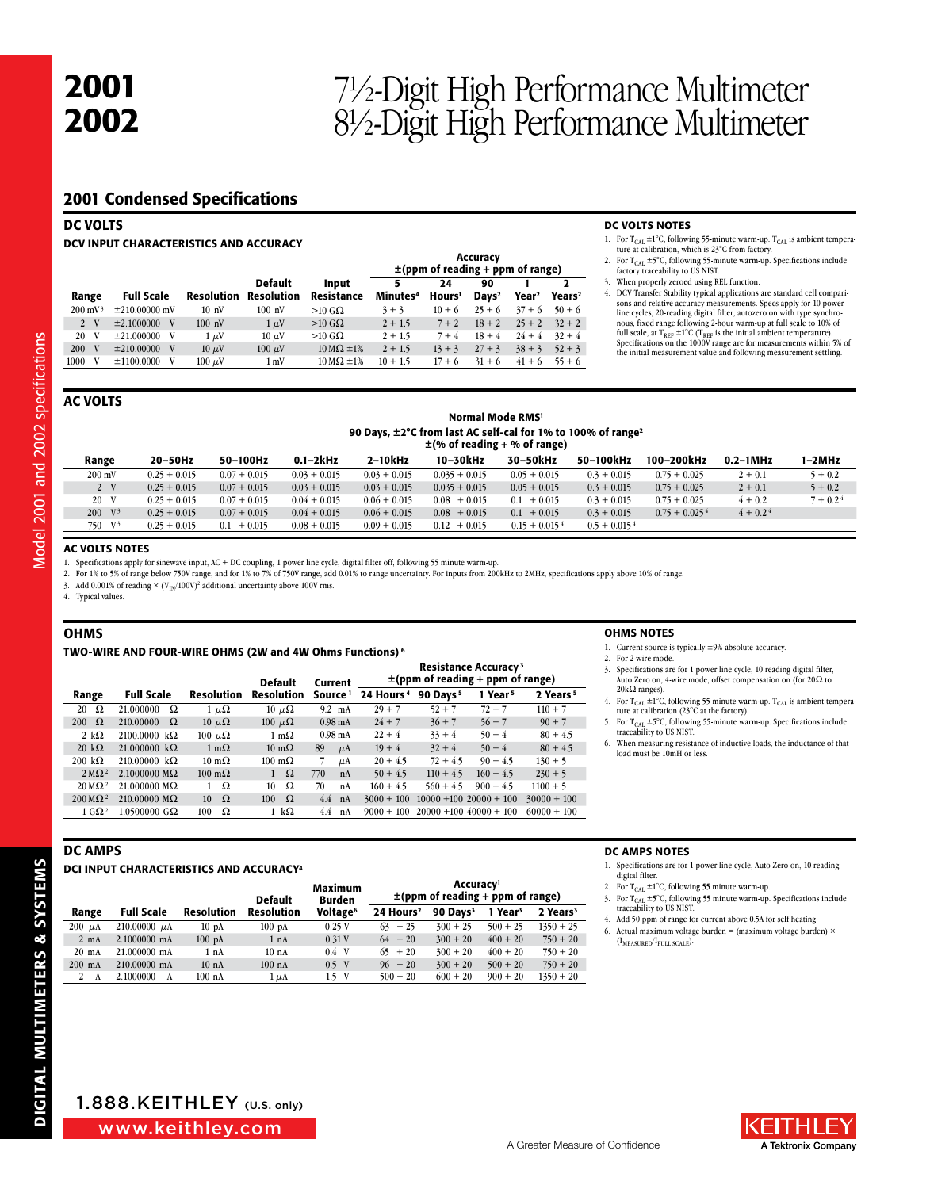# 2001
# 2002

# 7½-Digit High Performance Multimeter
# 8½-Digit High Performance Multimeter

## 2001 Condensed Specifications

### DC VOLTS

#### DCV INPUT CHARACTERISTICS AND ACCURACY

| Range | Full Scale | Resolution | Default Resolution | Input Resistance | Accuracy ±(ppm of reading + ppm of range) 5 Minutes[4] | 24 Hours[1] | 90 Days[2] | 1 Year[2] | 2 Years[2] |
|---|---|---|---|---|---|---|---|---|---|
| 200 mV[3] | ±210.00000 mV | 10 nV | 100 nV | >10 GΩ | 3 + 3 | 10 + 6 | 25 + 6 | 37 + 6 | 50 + 6 |
| 2 V | ±2.1000000 V | 100 nV | 1 µV | >10 GΩ | 2 + 1.5 | 7 + 2 | 18 + 2 | 25 + 2 | 32 + 2 |
| 20 V | ±21.000000 V | 1 µV | 10 µV | >10 GΩ | 2 + 1.5 | 7 + 4 | 18 + 4 | 24 + 4 | 32 + 4 |
| 200 V | ±210.00000 V | 10 µV | 100 µV | 10 MΩ ±1% | 2 + 1.5 | 13 + 3 | 27 + 3 | 38 + 3 | 52 + 3 |
| 1000 V | ±1100.0000 V | 100 µV | 1 mV | 10 MΩ ±1% | 10 + 1.5 | 17 + 6 | 31 + 6 | 41 + 6 | 55 + 6 |

#### DC VOLTS NOTES

1. For $T_{CAL}$ ±1°C, following 55-minute warm-up. $T_{CAL}$ is ambient temperature at calibration, which is 23°C from factory.
2. For $T_{CAL}$ ±5°C, following 55-minute warm-up. Specifications include factory traceability to US NIST.
3. When properly zeroed using REL function.
4. DCV Transfer Stability typical applications are standard cell comparisons and relative accuracy measurements. Specs apply for 10 power line cycles, 20-reading digital filter, autozero on with type synchronous, fixed range following 2-hour warm-up at full scale to 10% of full scale, at $T_{REF}$ ±1°C ($T_{REF}$ is the initial ambient temperature). Specifications on the 1000V range are for measurements within 5% of the initial measurement value and following measurement settling.

### AC VOLTS

Normal Mode RMS[1]
90 Days, ±2°C from last AC self-cal for 1% to 100% of range[2]
±(% of reading + % of range)

| Range | 20–50Hz | 50–100Hz | 0.1–2kHz | 2–10kHz | 10–30kHz | 30–50kHz | 50–100kHz | 100–200kHz | 0.2–1MHz | 1–2MHz |
|---|---|---|---|---|---|---|---|---|---|---|
| 200 mV | 0.25 + 0.015 | 0.07 + 0.015 | 0.03 + 0.015 | 0.03 + 0.015 | 0.035 + 0.015 | 0.05 + 0.015 | 0.3 + 0.015 | 0.75 + 0.025 | 2 + 0.1 | 5 + 0.2 |
| 2 V | 0.25 + 0.015 | 0.07 + 0.015 | 0.03 + 0.015 | 0.03 + 0.015 | 0.035 + 0.015 | 0.05 + 0.015 | 0.3 + 0.015 | 0.75 + 0.025 | 2 + 0.1 | 5 + 0.2 |
| 20 V | 0.25 + 0.015 | 0.07 + 0.015 | 0.04 + 0.015 | 0.06 + 0.015 | 0.08 + 0.015 | 0.1 + 0.015 | 0.3 + 0.015 | 0.75 + 0.025 | 4 + 0.2 | 7 + 0.2[4] |
| 200 V[3] | 0.25 + 0.015 | 0.07 + 0.015 | 0.04 + 0.015 | 0.06 + 0.015 | 0.08 + 0.015 | 0.1 + 0.015 | 0.3 + 0.015 | 0.75 + 0.025[4] | 4 + 0.2[4] | |
| 750 V[3] | 0.25 + 0.015 | 0.1 + 0.015 | 0.08 + 0.015 | 0.09 + 0.015 | 0.12 + 0.015 | 0.15 + 0.015[4] | 0.5 + 0.015[4] | | | |

#### AC VOLTS NOTES

1. Specifications apply for sinewave input, AC + DC coupling, 1 power line cycle, digital filter off, following 55 minute warm-up.
2. For 1% to 5% of range below 750V range, and for 1% to 7% of 750V range, add 0.01% to range uncertainty. For inputs from 200kHz to 2MHz, specifications apply above 10% of range.
3. Add 0.001% of reading × $(V_{IN}/100V)^2$ additional uncertainty above 100V rms.
4. Typical values.

### OHMS

#### TWO-WIRE AND FOUR-WIRE OHMS (2W and 4W Ohms Functions)[6]

| Range | Full Scale | Resolution | Default Resolution | Current Source[1] | Resistance Accuracy[3] ±(ppm of reading + ppm of range) 24 Hours[4] | 90 Days[5] | 1 Year[5] | 2 Years[5] |
|---|---|---|---|---|---|---|---|---|
| 20 Ω | 21.000000 Ω | 1 µΩ | 10 µΩ | 9.2 mA | 29 + 7 | 52 + 7 | 72 + 7 | 110 + 7 |
| 200 Ω | 210.00000 Ω | 10 µΩ | 100 µΩ | 0.98 mA | 24 + 7 | 36 + 7 | 56 + 7 | 90 + 7 |
| 2 kΩ | 2100.0000 kΩ | 100 µΩ | 1 mΩ | 0.98 mA | 22 + 4 | 33 + 4 | 50 + 4 | 80 + 4.5 |
| 20 kΩ | 21.000000 kΩ | 1 mΩ | 10 mΩ | 89 µA | 19 + 4 | 32 + 4 | 50 + 4 | 80 + 4.5 |
| 200 kΩ | 210.00000 kΩ | 10 mΩ | 100 mΩ | 7 µA | 20 + 4.5 | 72 + 4.5 | 90 + 4.5 | 130 + 5 |
| 2 MΩ[2] | 2.1000000 MΩ | 100 mΩ | 1 Ω | 770 nA | 50 + 4.5 | 110 + 4.5 | 160 + 4.5 | 230 + 5 |
| 20 MΩ[2] | 21.000000 MΩ | 1 Ω | 10 Ω | 70 nA | 160 + 4.5 | 560 + 4.5 | 900 + 4.5 | 1100 + 5 |
| 200 MΩ[2] | 210.00000 MΩ | 10 Ω | 100 Ω | 4.4 nA | 3000 + 100 | 10000 + 100 | 20000 + 100 | 30000 + 100 |
| 1 GΩ[2] | 1.0500000 GΩ | 100 Ω | 1 kΩ | 4.4 nA | 9000 + 100 | 20000 + 100 | 40000 + 100 | 60000 + 100 |

#### OHMS NOTES

1. Current source is typically ±9% absolute accuracy.
2. For 2-wire mode.
3. Specifications are for 1 power line cycle, 10 reading digital filter, Auto Zero on, 4-wire mode, offset compensation on (for 20Ω to 20kΩ ranges).
4. For $T_{CAL}$ ±1°C, following 55-minute warm-up. $T_{CAL}$ is ambient temperature at calibration (23°C at the factory).
5. For $T_{CAL}$ ±5°C, following 55-minute warm-up. Specifications include traceability to US NIST.
6. When measuring resistance of inductive loads, the inductance of that load must be 10mH or less.

### DC AMPS

#### DCI INPUT CHARACTERISTICS AND ACCURACY[4]

| Range | Full Scale | Resolution | Default Resolution | Maximum Burden Voltage[6] | Accuracy[1] ±(ppm of reading + ppm of range) 24 Hours[2] | 90 Days[3] | 1 Year[3] | 2 Years[3] |
|---|---|---|---|---|---|---|---|---|
| 200 µA | 210.00000 µA | 10 pA | 100 pA | 0.25 V | 63 + 25 | 300 + 25 | 500 + 25 | 1350 + 25 |
| 2 mA | 2.1000000 mA | 100 pA | 1 nA | 0.31 V | 64 + 20 | 300 + 20 | 400 + 20 | 750 + 20 |
| 20 mA | 21.000000 mA | 1 nA | 10 nA | 0.4 V | 65 + 20 | 300 + 20 | 400 + 20 | 750 + 20 |
| 200 mA | 210.00000 mA | 10 nA | 100 nA | 0.5 V | 96 + 20 | 300 + 20 | 500 + 20 | 750 + 20 |
| 2 A | 2.1000000 A | 100 nA | 1 µA | 1.5 V | 500 + 20 | 600 + 20 | 900 + 20 | 1350 + 20 |

#### DC AMPS NOTES

1. Specifications are for 1 power line cycle, Auto Zero on, 10 reading digital filter.
2. For $T_{CAL}$ ±1°C, following 55 minute warm-up.
3. For $T_{CAL}$ ±5°C, following 55 minute warm-up. Specifications include traceability to US NIST.
4. Add 50 ppm of range for current above 0.5A for self heating.
6. Actual maximum voltage burden = (maximum voltage burden) × $(I_{MEASURED}/I_{FULL\ SCALE})$.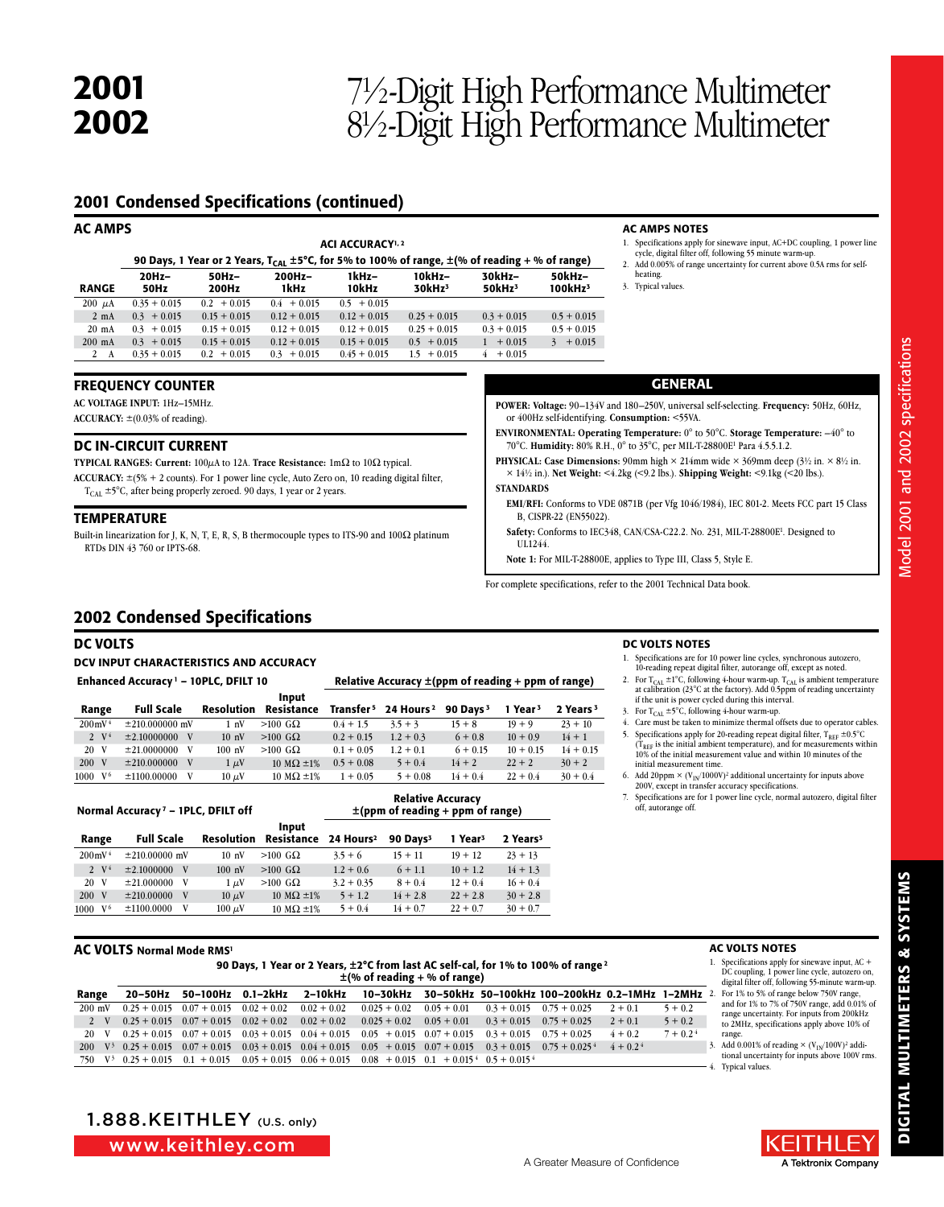# 2001 / 2002

# 7½-Digit High Performance Multimeter / 8½-Digit High Performance Multimeter

## 2001 Condensed Specifications (continued)

### AC AMPS

ACI ACCURACY[1, 2]

90 Days, 1 Year or 2 Years, $T_{CAL}$ ±5°C, for 5% to 100% of range, ±(% of reading + % of range)

| RANGE | 20Hz–50Hz | 50Hz–200Hz | 200Hz–1kHz | 1kHz–10kHz | 10kHz–30kHz[3] | 30kHz–50kHz[3] | 50kHz–100kHz[3] |
|---|---|---|---|---|---|---|---|
| 200 µA | 0.35 + 0.015 | 0.2 + 0.015 | 0.4 + 0.015 | 0.5 + 0.015 | | | |
| 2 mA | 0.3 + 0.015 | 0.15 + 0.015 | 0.12 + 0.015 | 0.12 + 0.015 | 0.25 + 0.015 | 0.3 + 0.015 | 0.5 + 0.015 |
| 20 mA | 0.3 + 0.015 | 0.15 + 0.015 | 0.12 + 0.015 | 0.12 + 0.015 | 0.25 + 0.015 | 0.3 + 0.015 | 0.5 + 0.015 |
| 200 mA | 0.3 + 0.015 | 0.15 + 0.015 | 0.12 + 0.015 | 0.15 + 0.015 | 0.5 + 0.015 | 1 + 0.015 | 3 + 0.015 |
| 2 A | 0.35 + 0.015 | 0.2 + 0.015 | 0.3 + 0.015 | 0.45 + 0.015 | 1.5 + 0.015 | 4 + 0.015 | |

### AC AMPS NOTES

1. Specifications apply for sinewave input, AC+DC coupling, 1 power line cycle, digital filter off, following 55 minute warm-up.
2. Add 0.005% of range uncertainty for current above 0.5A rms for self-heating.
3. Typical values.

### FREQUENCY COUNTER

**AC VOLTAGE INPUT:** 1Hz–15MHz.

**ACCURACY:** ±(0.03% of reading).

### DC IN-CIRCUIT CURRENT

**TYPICAL RANGES: Current:** 100µA to 12A. **Trace Resistance:** 1mΩ to 10Ω typical.

**ACCURACY:** ±(5% + 2 counts). For 1 power line cycle, Auto Zero on, 10 reading digital filter, $T_{CAL}$ ±5°C, after being properly zeroed. 90 days, 1 year or 2 years.

### TEMPERATURE

Built-in linearization for J, K, N, T, E, R, S, B thermocouple types to ITS-90 and 100Ω platinum RTDs DIN 43 760 or IPTS-68.

### GENERAL

**POWER: Voltage:** 90–134V and 180–250V, universal self-selecting. **Frequency:** 50Hz, 60Hz, or 400Hz self-identifying. **Consumption:** <55VA.

**ENVIRONMENTAL: Operating Temperature:** 0° to 50°C. **Storage Temperature:** –40° to 70°C. **Humidity:** 80% R.H., 0° to 35°C, per MIL-T-28800E[1] Para 4.5.5.1.2.

**PHYSICAL: Case Dimensions:** 90mm high × 214mm wide × 369mm deep (3½ in. × 8½ in. × 14½ in.). **Net Weight:** <4.2kg (<9.2 lbs.). **Shipping Weight:** <9.1kg (<20 lbs.).

**STANDARDS**

**EMI/RFI:** Conforms to VDE 0871B (per Vfg 1046/1984), IEC 801-2. Meets FCC part 15 Class B, CISPR-22 (EN55022).

**Safety:** Conforms to IEC348, CAN/CSA-C22.2. No. 231, MIL-T-28800E[1]. Designed to UL1244.

**Note 1:** For MIL-T-28800E, applies to Type III, Class 5, Style E.

For complete specifications, refer to the 2001 Technical Data book.

## 2002 Condensed Specifications

### DC VOLTS

#### DCV INPUT CHARACTERISTICS AND ACCURACY

**Enhanced Accuracy[1] – 10PLC, DFILT 10** — Relative Accuracy ±(ppm of reading + ppm of range)

| Range | Full Scale | Resolution | Input Resistance | Transfer[5] | 24 Hours[2] | 90 Days[3] | 1 Year[3] | 2 Years[3] |
|---|---|---|---|---|---|---|---|---|
| 200mV[4] | ±210.000000 mV | 1 nV | >100 GΩ | 0.4 + 1.5 | 3.5 + 3 | 15 + 8 | 19 + 9 | 23 + 10 |
| 2 V[4] | ±2.10000000 V | 10 nV | >100 GΩ | 0.2 + 0.15 | 1.2 + 0.3 | 6 + 0.8 | 10 + 0.9 | 14 + 1 |
| 20 V | ±21.0000000 V | 100 nV | >100 GΩ | 0.1 + 0.05 | 1.2 + 0.1 | 6 + 0.15 | 10 + 0.15 | 14 + 0.15 |
| 200 V | ±210.000000 V | 1 µV | 10 MΩ ±1% | 0.5 + 0.08 | 5 + 0.4 | 14 + 2 | 22 + 2 | 30 + 2 |
| 1000 V[6] | ±1100.00000 V | 10 µV | 10 MΩ ±1% | 1 + 0.05 | 5 + 0.08 | 14 + 0.4 | 22 + 0.4 | 30 + 0.4 |

**Normal Accuracy[7] – 1PLC, DFILT off** — Relative Accuracy ±(ppm of reading + ppm of range)

| Range | Full Scale | Resolution | Input Resistance | 24 Hours[2] | 90 Days[3] | 1 Year[3] | 2 Years[3] |
|---|---|---|---|---|---|---|---|
| 200mV[4] | ±210.00000 mV | 10 nV | >100 GΩ | 3.5 + 6 | 15 + 11 | 19 + 12 | 23 + 13 |
| 2 V[4] | ±2.1000000 V | 100 nV | >100 GΩ | 1.2 + 0.6 | 6 + 1.1 | 10 + 1.2 | 14 + 1.3 |
| 20 V | ±21.000000 V | 1 µV | >100 GΩ | 3.2 + 0.35 | 8 + 0.4 | 12 + 0.4 | 16 + 0.4 |
| 200 V | ±210.00000 V | 10 µV | 10 MΩ ±1% | 5 + 1.2 | 14 + 2.8 | 22 + 2.8 | 30 + 2.8 |
| 1000 V[6] | ±1100.0000 V | 100 µV | 10 MΩ ±1% | 5 + 0.4 | 14 + 0.7 | 22 + 0.7 | 30 + 0.7 |

### DC VOLTS NOTES

1. Specifications are for 10 power line cycles, synchronous autozero, 10-reading repeat digital filter, autorange off, except as noted.
2. For $T_{CAL}$ ±1°C, following 4-hour warm-up. $T_{CAL}$ is ambient temperature at calibration (23°C at the factory). Add 0.5ppm of reading uncertainty if the unit is power cycled during this interval.
3. For $T_{CAL}$ ±5°C, following 4-hour warm-up.
4. Care must be taken to minimize thermal offsets due to operator cables.
5. Specifications apply for 20-reading repeat digital filter, $T_{REF}$ ±0.5°C ($T_{REF}$ is the initial ambient temperature), and for measurements within 10% of the initial measurement value and within 10 minutes of the initial measurement time.
6. Add 20ppm × $(V_{IN}/1000V)^2$ additional uncertainty for inputs above 200V, except in transfer accuracy specifications.
7. Specifications are for 1 power line cycle, normal autozero, digital filter off, autorange off.

### AC VOLTS Normal Mode RMS[1]

90 Days, 1 Year or 2 Years, ±2°C from last AC self-cal, for 1% to 100% of range[2]
±(% of reading + % of range)

| Range | 20–50Hz | 50–100Hz | 0.1–2kHz | 2–10kHz | 10–30kHz | 30–50kHz | 50–100kHz | 100–200kHz | 0.2–1MHz | 1–2MHz |
|---|---|---|---|---|---|---|---|---|---|---|
| 200 mV | 0.25 + 0.015 | 0.07 + 0.015 | 0.02 + 0.02 | 0.02 + 0.02 | 0.025 + 0.02 | 0.05 + 0.01 | 0.3 + 0.015 | 0.75 + 0.025 | 2 + 0.1 | 5 + 0.2 |
| 2 V | 0.25 + 0.015 | 0.07 + 0.015 | 0.02 + 0.02 | 0.02 + 0.02 | 0.025 + 0.02 | 0.05 + 0.01 | 0.3 + 0.015 | 0.75 + 0.025 | 2 + 0.1 | 5 + 0.2 |
| 20 V | 0.25 + 0.015 | 0.07 + 0.015 | 0.03 + 0.015 | 0.04 + 0.015 | 0.05 + 0.015 | 0.07 + 0.015 | 0.3 + 0.015 | 0.75 + 0.025 | 4 + 0.2 | 7 + 0.2[4] |
| 200 V[3] | 0.25 + 0.015 | 0.07 + 0.015 | 0.03 + 0.015 | 0.04 + 0.015 | 0.05 + 0.015 | 0.07 + 0.015 | 0.3 + 0.015 | 0.75 + 0.025[4] | 4 + 0.2[4] | |
| 750 V[3] | 0.25 + 0.015 | 0.1 + 0.015 | 0.05 + 0.015 | 0.06 + 0.015 | 0.08 + 0.015 | 0.1 + 0.015[4] | 0.5 + 0.015[4] | | | |

### AC VOLTS NOTES

1. Specifications apply for sinewave input, AC + DC coupling, 1 power line cycle, autozero on, digital filter off, following 55-minute warm-up.
2. For 1% to 5% of range below 750V range, and for 1% to 7% of 750V range, add 0.01% of range uncertainty. For inputs from 200kHz to 2MHz, specifications apply above 10% of range.
3. Add 0.001% of reading × $(V_{IN}/100V)^2$ additional uncertainty for inputs above 100V rms.
4. Typical values.

1.888.KEITHLEY (U.S. only)

www.keithley.com

A Greater Measure of Confidence

KEITHLEY — A Tektronix Company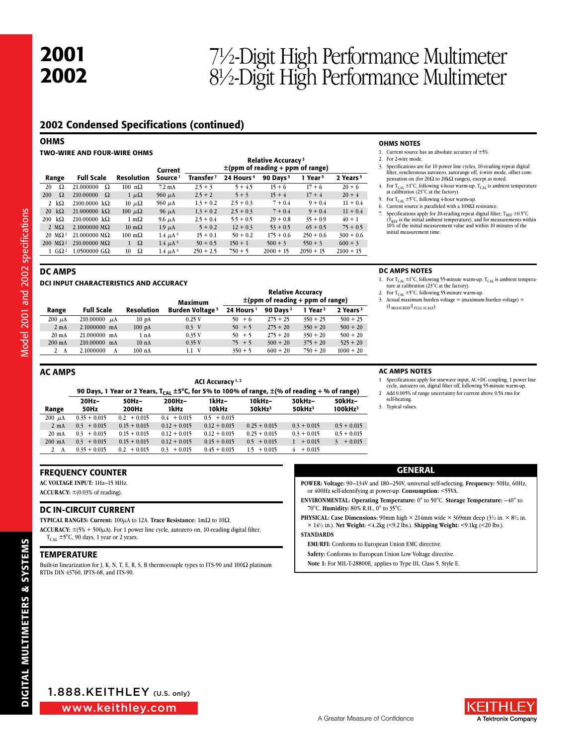# 2001
# 2002

# 7½-Digit High Performance Multimeter
# 8½-Digit High Performance Multimeter

## 2002 Condensed Specifications (continued)

### OHMS

#### TWO-WIRE AND FOUR-WIRE OHMS

| Range | Full Scale | Resolution | Current Source [1] | Relative Accuracy [3] ±(ppm of reading + ppm of range) | | | | |
|---|---|---|---|---|---|---|---|---|
| | | | | Transfer [7] | 24 Hours [4] | 90 Days [5] | 1 Year [5] | 2 Years [5] |
| 20 Ω | 21.000000 Ω | 100 nΩ | 7.2 mA | 2.5 + 3 | 5 + 4.5 | 15 + 6 | 17 + 6 | 20 + 6 |
| 200 Ω | 210.00000 Ω | 1 μΩ | 960 μA | 2.5 + 2 | 5 + 3 | 15 + 4 | 17 + 4 | 20 + 4 |
| 2 kΩ | 2100.0000 kΩ | 10 μΩ | 960 μA | 1.3 + 0.2 | 2.5 + 0.3 | 7 + 0.4 | 9 + 0.4 | 11 + 0.4 |
| 20 kΩ | 21.000000 kΩ | 100 μΩ | 96 μA | 1.3 + 0.2 | 2.5 + 0.3 | 7 + 0.4 | 9 + 0.4 | 11 + 0.4 |
| 200 kΩ | 210.00000 kΩ | 1 mΩ | 9.6 μA | 2.5 + 0.4 | 5.5 + 0.5 | 29 + 0.8 | 35 + 0.9 | 40 + 1 |
| 2 MΩ | 2.1000000 MΩ | 10 mΩ | 1.9 μA | 5 + 0.2 | 12 + 0.3 | 53 + 0.5 | 65 + 0.5 | 75 + 0.5 |
| 20 MΩ [2] | 21.000000 MΩ | 100 mΩ | 1.4 μA [6] | 15 + 0.1 | 50 + 0.2 | 175 + 0.6 | 250 + 0.6 | 300 + 0.6 |
| 200 MΩ [2] | 210.00000 MΩ | 1 Ω | 1.4 μA [6] | 50 + 0.5 | 150 + 1 | 500 + 3 | 550 + 3 | 600 + 3 |
| 1 GΩ [2] | 1.0500000 GΩ | 10 Ω | 1.4 μA [6] | 250 + 2.5 | 750 + 5 | 2000 + 15 | 2050 + 15 | 2100 + 15 |

#### OHMS NOTES

1. Current source has an absolute accuracy of ±5%.
2. For 2-wire mode.
3. Specifications are for 10 power line cycles, 10-reading repeat digital filter, synchronous autozero, autorange off, 4-wire mode, offset compensation on (for 20Ω to 20kΩ ranges), except as noted.
4. For $T_{CAL}$ ±1°C, following 4-hour warm-up. $T_{CAL}$ is ambient temperature at calibration (23°C at the factory).
5. For $T_{CAL}$ ±5°C, following 4-hour warm-up.
6. Current source is paralleled with a 10MΩ resistance.
7. Specifications apply for 20-reading repeat digital filter, $T_{REF}$ ±0.5°C ($T_{REF}$ is the initial ambient temperature), and for measurements within 10% of the initial measurement value and within 10 minutes of the initial measurement time.

### DC AMPS

#### DCI INPUT CHARACTERISTICS AND ACCURACY

| Range | Full Scale | Resolution | Maximum Burden Voltage [3] | Relative Accuracy ±(ppm of reading + ppm of range) | | | |
|---|---|---|---|---|---|---|---|
| | | | | 24 Hours [1] | 90 Days [2] | 1 Year [2] | 2 Years [2] |
| 200 μA | 210.00000 μA | 10 pA | 0.25 V | 50 + 6 | 275 + 25 | 350 + 25 | 500 + 25 |
| 2 mA | 2.1000000 mA | 100 pA | 0.3 V | 50 + 5 | 275 + 20 | 350 + 20 | 500 + 20 |
| 20 mA | 21.000000 mA | 1 nA | 0.35 V | 50 + 5 | 275 + 20 | 350 + 20 | 500 + 20 |
| 200 mA | 210.00000 mA | 10 nA | 0.35 V | 75 + 5 | 300 + 20 | 375 + 20 | 525 + 20 |
| 2 A | 2.1000000 A | 100 nA | 1.1 V | 350 + 5 | 600 + 20 | 750 + 20 | 1000 + 20 |

#### DC AMPS NOTES

1. For $T_{CAL}$ ±1°C, following 55-minute warm-up. $T_{CAL}$ is ambient temperature at calibration (23°C at the factory).
2. For $T_{CAL}$ ±5°C, following 55-minute warm-up.
3. Actual maximum burden voltage = (maximum burden voltage) × ($I_{MEASURED}/I_{FULL\ SCALE}$).

### AC AMPS

ACI Accuracy [1, 2]

90 Days, 1 Year or 2 Years, $T_{CAL}$ ±5°C, for 5% to 100% of range, ±(% of reading + % of range)

| Range | 20Hz–50Hz | 50Hz–200Hz | 200Hz–1kHz | 1kHz–10kHz | 10kHz–30kHz [3] | 30kHz–50kHz [3] | 50kHz–100kHz [3] |
|---|---|---|---|---|---|---|---|
| 200 μA | 0.35 + 0.015 | 0.2 + 0.015 | 0.4 + 0.015 | 0.5 + 0.015 | | | |
| 2 mA | 0.3 + 0.015 | 0.15 + 0.015 | 0.12 + 0.015 | 0.12 + 0.015 | 0.25 + 0.015 | 0.3 + 0.015 | 0.5 + 0.015 |
| 20 mA | 0.3 + 0.015 | 0.15 + 0.015 | 0.12 + 0.015 | 0.12 + 0.015 | 0.25 + 0.015 | 0.3 + 0.015 | 0.5 + 0.015 |
| 200 mA | 0.3 + 0.015 | 0.15 + 0.015 | 0.12 + 0.015 | 0.15 + 0.015 | 0.5 + 0.015 | 1 + 0.015 | 3 + 0.015 |
| 2 A | 0.35 + 0.015 | 0.2 + 0.015 | 0.3 + 0.015 | 0.45 + 0.015 | 1.5 + 0.015 | 4 + 0.015 | |

#### AC AMPS NOTES

1. Specifications apply for sinewave input, AC+DC coupling, 1 power line cycle, autozero on, digital filter off, following 55-minute warm-up.
2. Add 0.005% of range uncertainty for current above 0.5A rms for self-heating.
3. Typical values.

### FREQUENCY COUNTER

**AC VOLTAGE INPUT:** 1Hz–15 MHz.

**ACCURACY:** ±(0.03% of reading).

### DC IN-CIRCUIT CURRENT

**TYPICAL RANGES: Current:** 100μA to 12A. **Trace Resistance:** 1mΩ to 10Ω.

**ACCURACY:** ±(5% + 500μA). For 1 power line cycle, autozero on, 10-reading digital filter, $T_{CAL}$ ±5°C, 90 days, 1 year or 2 years.

### TEMPERATURE

Built-in linearization for J, K, N, T, E, R, S, B thermocouple types to ITS-90 and 100Ω platinum RTDs DIN 43760, IPTS-68, and ITS-90.

### GENERAL

**POWER: Voltage:** 90–134V and 180–250V, universal self-selecting. **Frequency:** 50Hz, 60Hz, or 400Hz self-identifying at power-up. **Consumption:** <55VA.

**ENVIRONMENTAL: Operating Temperature:** 0° to 50°C. **Storage Temperature:** –40° to 70°C. **Humidity:** 80% R.H., 0° to 35°C.

**PHYSICAL: Case Dimensions:** 90mm high × 214mm wide × 369mm deep (3½ in. × 8½ in. × 14½ in.). **Net Weight:** <4.2kg (<9.2 lbs.). **Shipping Weight:** <9.1kg (<20 lbs.).

**STANDARDS**

**EMI/RFI:** Conforms to European Union EMC directive.

**Safety:** Conforms to European Union Low Voltage directive.

**Note 1:** For MIL-T-28800E, applies to Type III, Class 5, Style E.

1.888.KEITHLEY (U.S. only)

www.keithley.com

A Greater Measure of Confidence

KEITHLEY — A Tektronix Company